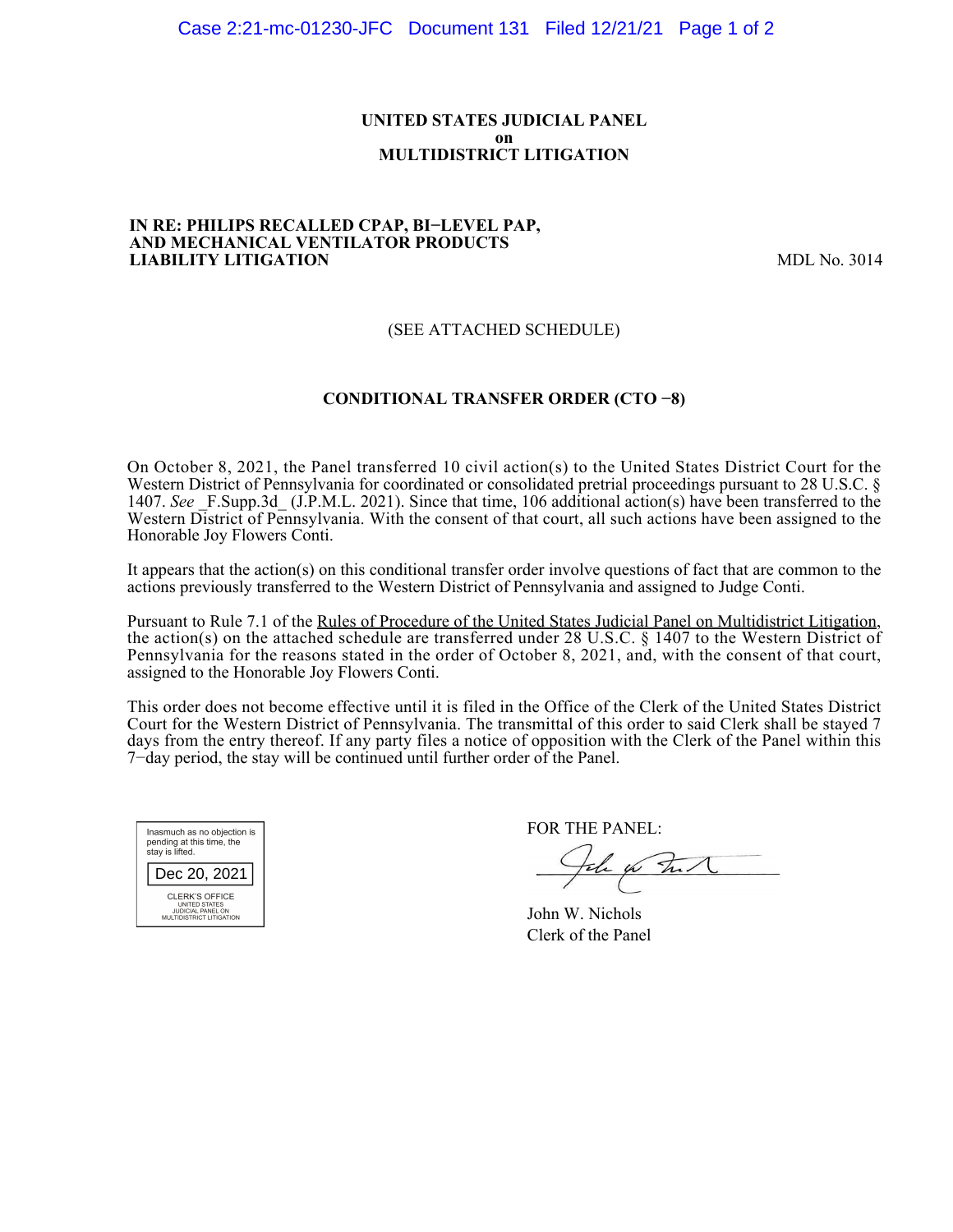**UNITED STATES JUDICIAL PANEL**
**on**
**MULTIDISTRICT LITIGATION**

**IN RE: PHILIPS RECALLED CPAP, BI−LEVEL PAP, AND MECHANICAL VENTILATOR PRODUCTS LIABILITY LITIGATION** MDL No. 3014

(SEE ATTACHED SCHEDULE)

**CONDITIONAL TRANSFER ORDER (CTO −8)**

On October 8, 2021, the Panel transferred 10 civil action(s) to the United States District Court for the Western District of Pennsylvania for coordinated or consolidated pretrial proceedings pursuant to 28 U.S.C. § 1407. *See* _F.Supp.3d_ (J.P.M.L. 2021). Since that time, 106 additional action(s) have been transferred to the Western District of Pennsylvania. With the consent of that court, all such actions have been assigned to the Honorable Joy Flowers Conti.

It appears that the action(s) on this conditional transfer order involve questions of fact that are common to the actions previously transferred to the Western District of Pennsylvania and assigned to Judge Conti.

Pursuant to Rule 7.1 of the Rules of Procedure of the United States Judicial Panel on Multidistrict Litigation, the action(s) on the attached schedule are transferred under 28 U.S.C. § 1407 to the Western District of Pennsylvania for the reasons stated in the order of October 8, 2021, and, with the consent of that court, assigned to the Honorable Joy Flowers Conti.

This order does not become effective until it is filed in the Office of the Clerk of the United States District Court for the Western District of Pennsylvania. The transmittal of this order to said Clerk shall be stayed 7 days from the entry thereof. If any party files a notice of opposition with the Clerk of the Panel within this 7−day period, the stay will be continued until further order of the Panel.

Inasmuch as no objection is pending at this time, the stay is lifted.

Dec 20, 2021

CLERK'S OFFICE
UNITED STATES
JUDICIAL PANEL ON
MULTIDISTRICT LITIGATION

FOR THE PANEL:

John W. Nichols
Clerk of the Panel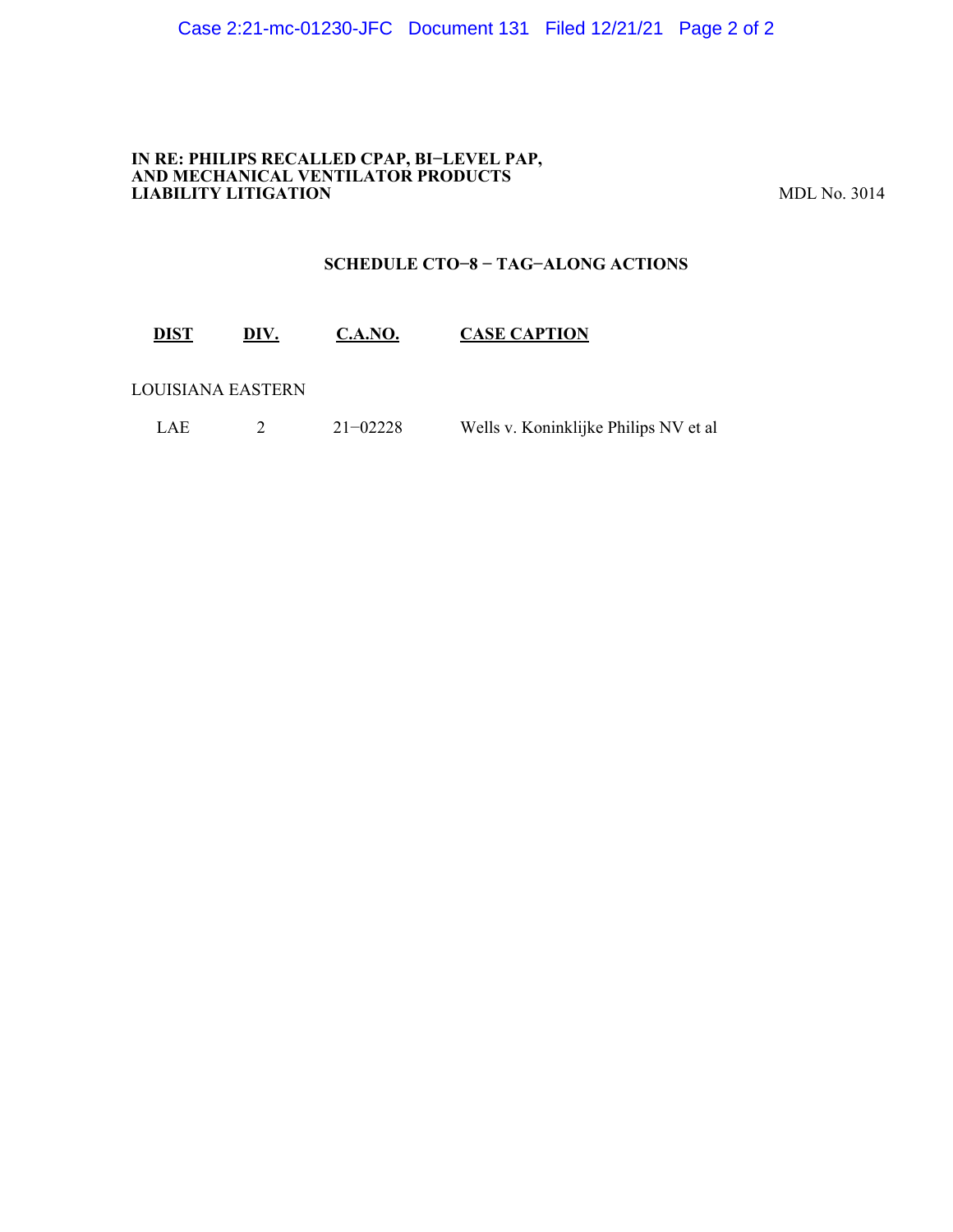**IN RE: PHILIPS RECALLED CPAP, BI−LEVEL PAP, AND MECHANICAL VENTILATOR PRODUCTS LIABILITY LITIGATION** MDL No. 3014

**SCHEDULE CTO−8 − TAG−ALONG ACTIONS**

| DIST | DIV. | C.A.NO. | CASE CAPTION |
|---|---|---|---|
| LOUISIANA EASTERN | | | |
| LAE | 2 | 21−02228 | Wells v. Koninklijke Philips NV et al |